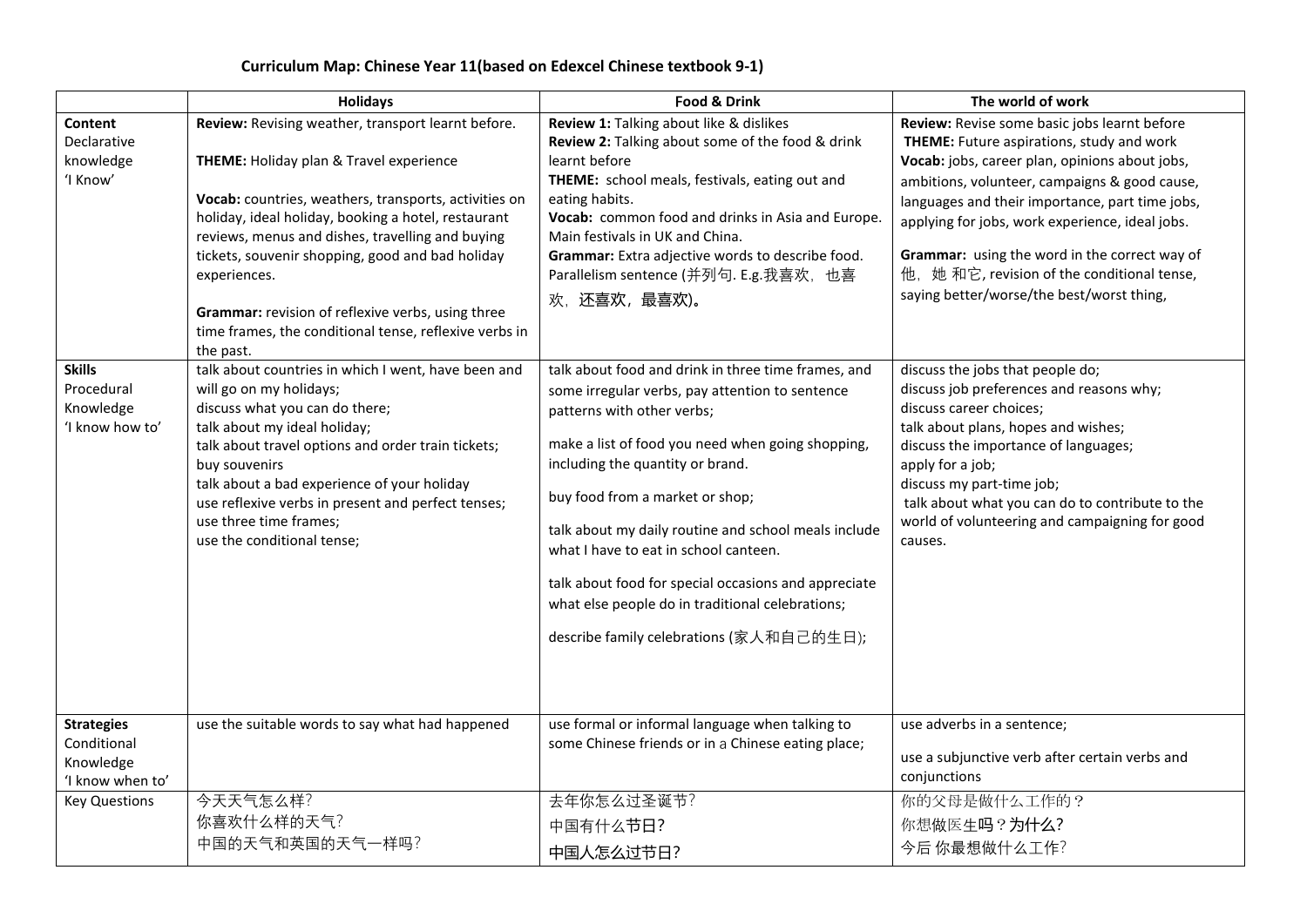# Curriculum Map: Chinese Year 11(based on Edexcel Chinese textbook 9-1)

| | Holidays | Food & Drink | The world of work |
|---|---|---|---|
| **Content** Declarative knowledge 'I Know' | **Review:** Revising weather, transport learnt before.<br><br>**THEME:** Holiday plan & Travel experience<br><br>**Vocab:** countries, weathers, transports, activities on holiday, ideal holiday, booking a hotel, restaurant reviews, menus and dishes, travelling and buying tickets, souvenir shopping, good and bad holiday experiences.<br><br>**Grammar:** revision of reflexive verbs, using three time frames, the conditional tense, reflexive verbs in the past. | **Review 1:** Talking about like & dislikes<br>**Review 2:** Talking about some of the food & drink learnt before<br>**THEME:** school meals, festivals, eating out and eating habits.<br>**Vocab:** common food and drinks in Asia and Europe. Main festivals in UK and China.<br>**Grammar:** Extra adjective words to describe food. Parallelism sentence (并列句. E.g.我喜欢，也喜欢，还喜欢，最喜欢)。 | **Review:** Revise some basic jobs learnt before<br>**THEME:** Future aspirations, study and work<br>**Vocab:** jobs, career plan, opinions about jobs, ambitions, volunteer, campaigns & good cause, languages and their importance, part time jobs, applying for jobs, work experience, ideal jobs.<br><br>**Grammar:** using the word in the correct way of 他，她 和它, revision of the conditional tense, saying better/worse/the best/worst thing, |
| **Skills** Procedural Knowledge 'I know how to' | talk about countries in which I went, have been and will go on my holidays;<br>discuss what you can do there;<br>talk about my ideal holiday;<br>talk about travel options and order train tickets;<br>buy souvenirs<br>talk about a bad experience of your holiday<br>use reflexive verbs in present and perfect tenses;<br>use three time frames;<br>use the conditional tense; | talk about food and drink in three time frames, and some irregular verbs, pay attention to sentence patterns with other verbs;<br><br>make a list of food you need when going shopping, including the quantity or brand.<br><br>buy food from a market or shop;<br><br>talk about my daily routine and school meals include what I have to eat in school canteen.<br><br>talk about food for special occasions and appreciate what else people do in traditional celebrations;<br><br>describe family celebrations (家人和自己的生日); | discuss the jobs that people do;<br>discuss job preferences and reasons why;<br>discuss career choices;<br>talk about plans, hopes and wishes;<br>discuss the importance of languages;<br>apply for a job;<br>discuss my part-time job;<br>talk about what you can do to contribute to the world of volunteering and campaigning for good causes. |
| **Strategies** Conditional Knowledge 'I know when to' | use the suitable words to say what had happened | use formal or informal language when talking to some Chinese friends or in a Chinese eating place; | use adverbs in a sentence;<br><br>use a subjunctive verb after certain verbs and conjunctions |
| Key Questions | 今天天气怎么样?<br>你喜欢什么样的天气?<br>中国的天气和英国的天气一样吗? | 去年你怎么过圣诞节?<br>中国有什么节日?<br>中国人怎么过节日? | 你的父母是做什么工作的？<br>你想做医生吗？为什么?<br>今后 你最想做什么工作? |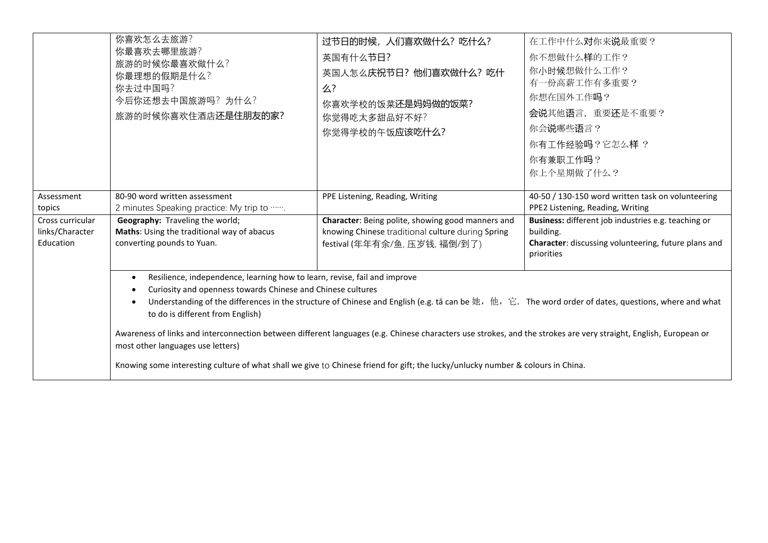| | | | |
|---|---|---|---|
| | 你喜欢怎么去旅游?<br>你最喜欢去哪里旅游?<br>旅游的时候你最喜欢做什么?<br>你最理想的假期是什么?<br>你去过中国吗?<br>今后你还想去中国旅游吗?为什么?<br>旅游的时候你喜欢住酒店还是住朋友的家? | 过节日的时候,人们喜欢做什么?吃什么?<br>英国有什么节日?<br>英国人怎么庆祝节日?他们喜欢做什么?吃什么?<br>你喜欢学校的饭菜还是妈妈做的饭菜?<br>你觉得吃太多甜品好不好?<br>你觉得学校的午饭应该吃什么? | 在工作中什么对你来说最重要?<br>你不想做什么样的工作?<br>你小时候想做什么工作?<br>有一份高薪工作有多重要?<br>你想在国外工作吗?<br>会说其他语言,重要还是不重要?<br>你会说哪些语言?<br>你有工作经验吗?它怎么样 ?<br>你有兼职工作吗?<br>你上个星期做了什么? |
| Assessment topics | 80-90 word written assessment<br>2 minutes Speaking practice: My trip to ……. | PPE Listening, Reading, Writing | 40-50 / 130-150 word written task on volunteering<br>PPE2 Listening, Reading, Writing |
| Cross curricular links/Character Education | **Geography:** Traveling the world;<br>**Maths**: Using the traditional way of abacus converting pounds to Yuan. | **Character**: Being polite, showing good manners and knowing Chinese traditional culture during Spring festival (年年有余/鱼, 压岁钱, 福倒/到了) | **Business:** different job industries e.g. teaching or building.<br>**Character**: discussing volunteering, future plans and priorities |
| | • Resilience, independence, learning how to learn, revise, fail and improve<br>• Curiosity and openness towards Chinese and Chinese cultures<br>• Understanding of the differences in the structure of Chinese and English (e.g. tā can be 她,他,它. The word order of dates, questions, where and what to do is different from English)<br><br>Awareness of links and interconnection between different languages (e.g. Chinese characters use strokes, and the strokes are very straight, English, European or most other languages use letters)<br><br>Knowing some interesting culture of what shall we give to Chinese friend for gift; the lucky/unlucky number & colours in China. | | |